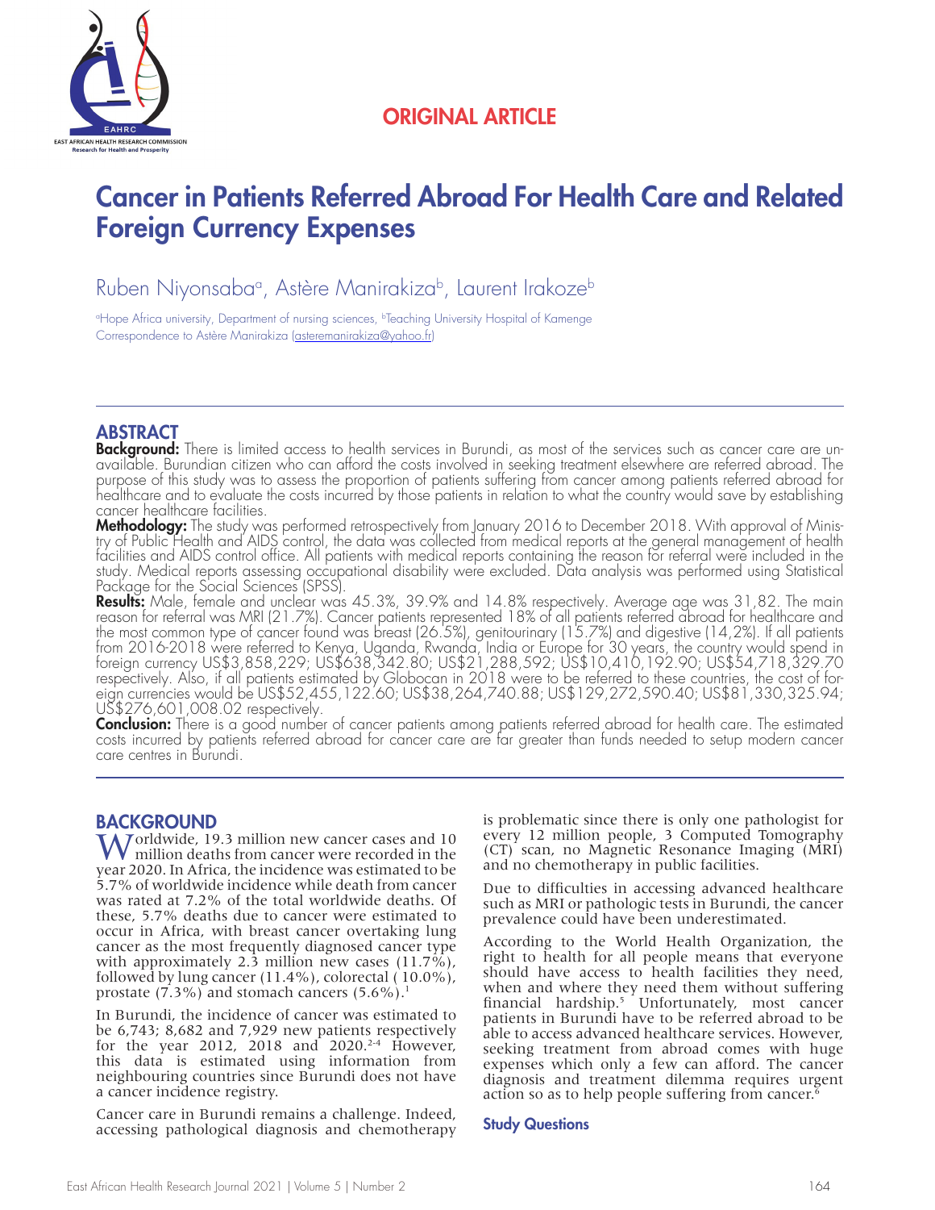ORIGINAL ARTICLE

# Cancer in Patients Referred Abroad For Health Care and Related Foreign Currency Expenses

Ruben Niyonsaba[a], Astère Manirakiza[b], Laurent Irakoze[b]

[a]Hope Africa university, Department of nursing sciences, [b]Teaching University Hospital of Kamenge
Correspondence to Astère Manirakiza (asteremanirakiza@yahoo.fr)

## ABSTRACT

**Background:** There is limited access to health services in Burundi, as most of the services such as cancer care are unavailable. Burundian citizen who can afford the costs involved in seeking treatment elsewhere are referred abroad. The purpose of this study was to assess the proportion of patients suffering from cancer among patients referred abroad for healthcare and to evaluate the costs incurred by those patients in relation to what the country would save by establishing cancer healthcare facilities.

**Methodology:** The study was performed retrospectively from January 2016 to December 2018. With approval of Ministry of Public Health and AIDS control, the data was collected from medical reports at the general management of health facilities and AIDS control office. All patients with medical reports containing the reason for referral were included in the study. Medical reports assessing occupational disability were excluded. Data analysis was performed using Statistical Package for the Social Sciences (SPSS).

**Results:** Male, female and unclear was 45.3%, 39.9% and 14.8% respectively. Average age was 31,82. The main reason for referral was MRI (21.7%). Cancer patients represented 18% of all patients referred abroad for healthcare and the most common type of cancer found was breast (26.5%), genitourinary (15.7%) and digestive (14,2%). If all patients from 2016-2018 were referred to Kenya, Uganda, Rwanda, India or Europe for 30 years, the country would spend in foreign currency US$3,858,229; US$638,342.80; US$21,288,592; US$10,410,192.90; US$54,718,329.70 respectively. Also, if all patients estimated by Globocan in 2018 were to be referred to these countries, the cost of foreign currencies would be US$52,455,122.60; US$38,264,740.88; US$129,272,590.40; US$81,330,325.94; US$276,601,008.02 respectively.

**Conclusion:** There is a good number of cancer patients among patients referred abroad for health care. The estimated costs incurred by patients referred abroad for cancer care are far greater than funds needed to setup modern cancer care centres in Burundi.

## BACKGROUND

Worldwide, 19.3 million new cancer cases and 10 million deaths from cancer were recorded in the year 2020. In Africa, the incidence was estimated to be 5.7% of worldwide incidence while death from cancer was rated at 7.2% of the total worldwide deaths. Of these, 5.7% deaths due to cancer were estimated to occur in Africa, with breast cancer overtaking lung cancer as the most frequently diagnosed cancer type with approximately 2.3 million new cases (11.7%), followed by lung cancer (11.4%), colorectal ( 10.0%), prostate (7.3%) and stomach cancers (5.6%).[1]

In Burundi, the incidence of cancer was estimated to be 6,743; 8,682 and 7,929 new patients respectively for the year 2012, 2018 and 2020.[2-4] However, this data is estimated using information from neighbouring countries since Burundi does not have a cancer incidence registry.

Cancer care in Burundi remains a challenge. Indeed, accessing pathological diagnosis and chemotherapy is problematic since there is only one pathologist for every 12 million people, 3 Computed Tomography (CT) scan, no Magnetic Resonance Imaging (MRI) and no chemotherapy in public facilities.

Due to difficulties in accessing advanced healthcare such as MRI or pathologic tests in Burundi, the cancer prevalence could have been underestimated.

According to the World Health Organization, the right to health for all people means that everyone should have access to health facilities they need, when and where they need them without suffering financial hardship.[5] Unfortunately, most cancer patients in Burundi have to be referred abroad to be able to access advanced healthcare services. However, seeking treatment from abroad comes with huge expenses which only a few can afford. The cancer diagnosis and treatment dilemma requires urgent action so as to help people suffering from cancer.[6]

### Study Questions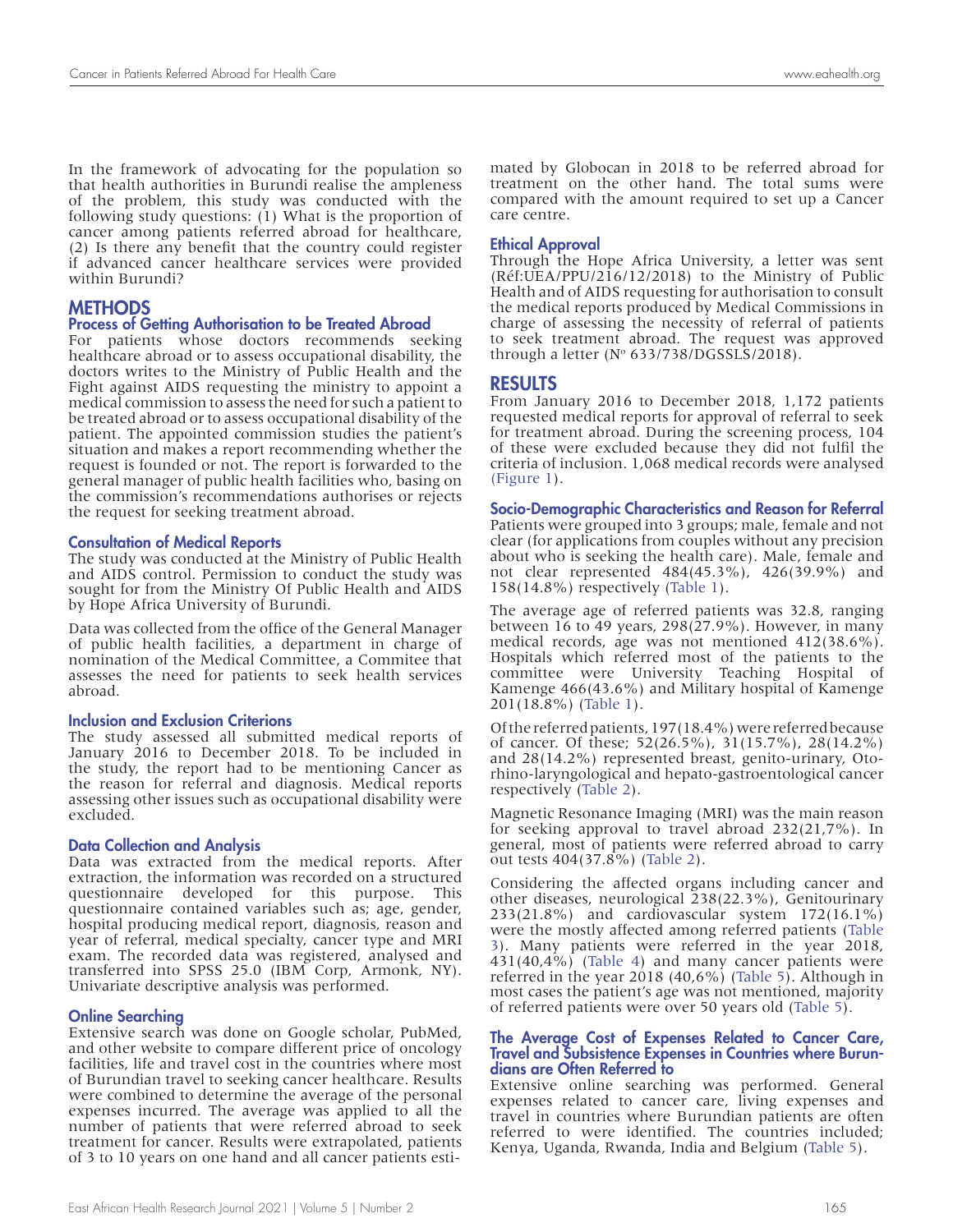In the framework of advocating for the population so that health authorities in Burundi realise the ampleness of the problem, this study was conducted with the following study questions: (1) What is the proportion of cancer among patients referred abroad for healthcare, (2) Is there any benefit that the country could register if advanced cancer healthcare services were provided within Burundi?

## METHODS

### Process of Getting Authorisation to be Treated Abroad

For patients whose doctors recommends seeking healthcare abroad or to assess occupational disability, the doctors writes to the Ministry of Public Health and the Fight against AIDS requesting the ministry to appoint a medical commission to assess the need for such a patient to be treated abroad or to assess occupational disability of the patient. The appointed commission studies the patient's situation and makes a report recommending whether the request is founded or not. The report is forwarded to the general manager of public health facilities who, basing on the commission's recommendations authorises or rejects the request for seeking treatment abroad.

### Consultation of Medical Reports

The study was conducted at the Ministry of Public Health and AIDS control. Permission to conduct the study was sought for from the Ministry Of Public Health and AIDS by Hope Africa University of Burundi.

Data was collected from the office of the General Manager of public health facilities, a department in charge of nomination of the Medical Committee, a Commitee that assesses the need for patients to seek health services abroad.

### Inclusion and Exclusion Criterions

The study assessed all submitted medical reports of January 2016 to December 2018. To be included in the study, the report had to be mentioning Cancer as the reason for referral and diagnosis. Medical reports assessing other issues such as occupational disability were excluded.

### Data Collection and Analysis

Data was extracted from the medical reports. After extraction, the information was recorded on a structured questionnaire developed for this purpose. This questionnaire contained variables such as; age, gender, hospital producing medical report, diagnosis, reason and year of referral, medical specialty, cancer type and MRI exam. The recorded data was registered, analysed and transferred into SPSS 25.0 (IBM Corp, Armonk, NY). Univariate descriptive analysis was performed.

### Online Searching

Extensive search was done on Google scholar, PubMed, and other website to compare different price of oncology facilities, life and travel cost in the countries where most of Burundian travel to seeking cancer healthcare. Results were combined to determine the average of the personal expenses incurred. The average was applied to all the number of patients that were referred abroad to seek treatment for cancer. Results were extrapolated, patients of 3 to 10 years on one hand and all cancer patients estimated by Globocan in 2018 to be referred abroad for treatment on the other hand. The total sums were compared with the amount required to set up a Cancer care centre.

### Ethical Approval

Through the Hope Africa University, a letter was sent (Réf:UEA/PPU/216/12/2018) to the Ministry of Public Health and of AIDS requesting for authorisation to consult the medical reports produced by Medical Commissions in charge of assessing the necessity of referral of patients to seek treatment abroad. The request was approved through a letter (Nº 633/738/DGSSLS/2018).

## RESULTS

From January 2016 to December 2018, 1,172 patients requested medical reports for approval of referral to seek for treatment abroad. During the screening process, 104 of these were excluded because they did not fulfil the criteria of inclusion. 1,068 medical records were analysed (Figure 1).

### Socio-Demographic Characteristics and Reason for Referral

Patients were grouped into 3 groups; male, female and not clear (for applications from couples without any precision about who is seeking the health care). Male, female and not clear represented 484(45.3%), 426(39.9%) and 158(14.8%) respectively (Table 1).

The average age of referred patients was 32.8, ranging between 16 to 49 years, 298(27.9%). However, in many medical records, age was not mentioned 412(38.6%). Hospitals which referred most of the patients to the committee were University Teaching Hospital of Kamenge 466(43.6%) and Military hospital of Kamenge 201(18.8%) (Table 1).

Of the referred patients, 197(18.4%) were referred because of cancer. Of these; 52(26.5%), 31(15.7%), 28(14.2%) and 28(14.2%) represented breast, genito-urinary, Oto-rhino-laryngological and hepato-gastroentological cancer respectively (Table 2).

Magnetic Resonance Imaging (MRI) was the main reason for seeking approval to travel abroad 232(21,7%). In general, most of patients were referred abroad to carry out tests 404(37.8%) (Table 2).

Considering the affected organs including cancer and other diseases, neurological 238(22.3%), Genitourinary 233(21.8%) and cardiovascular system 172(16.1%) were the mostly affected among referred patients (Table 3). Many patients were referred in the year 2018, 431(40,4%) (Table 4) and many cancer patients were referred in the year 2018 (40,6%) (Table 5). Although in most cases the patient's age was not mentioned, majority of referred patients were over 50 years old (Table 5).

### The Average Cost of Expenses Related to Cancer Care, Travel and Subsistence Expenses in Countries where Burundians are Often Referred to

Extensive online searching was performed. General expenses related to cancer care, living expenses and travel in countries where Burundian patients are often referred to were identified. The countries included; Kenya, Uganda, Rwanda, India and Belgium (Table 5).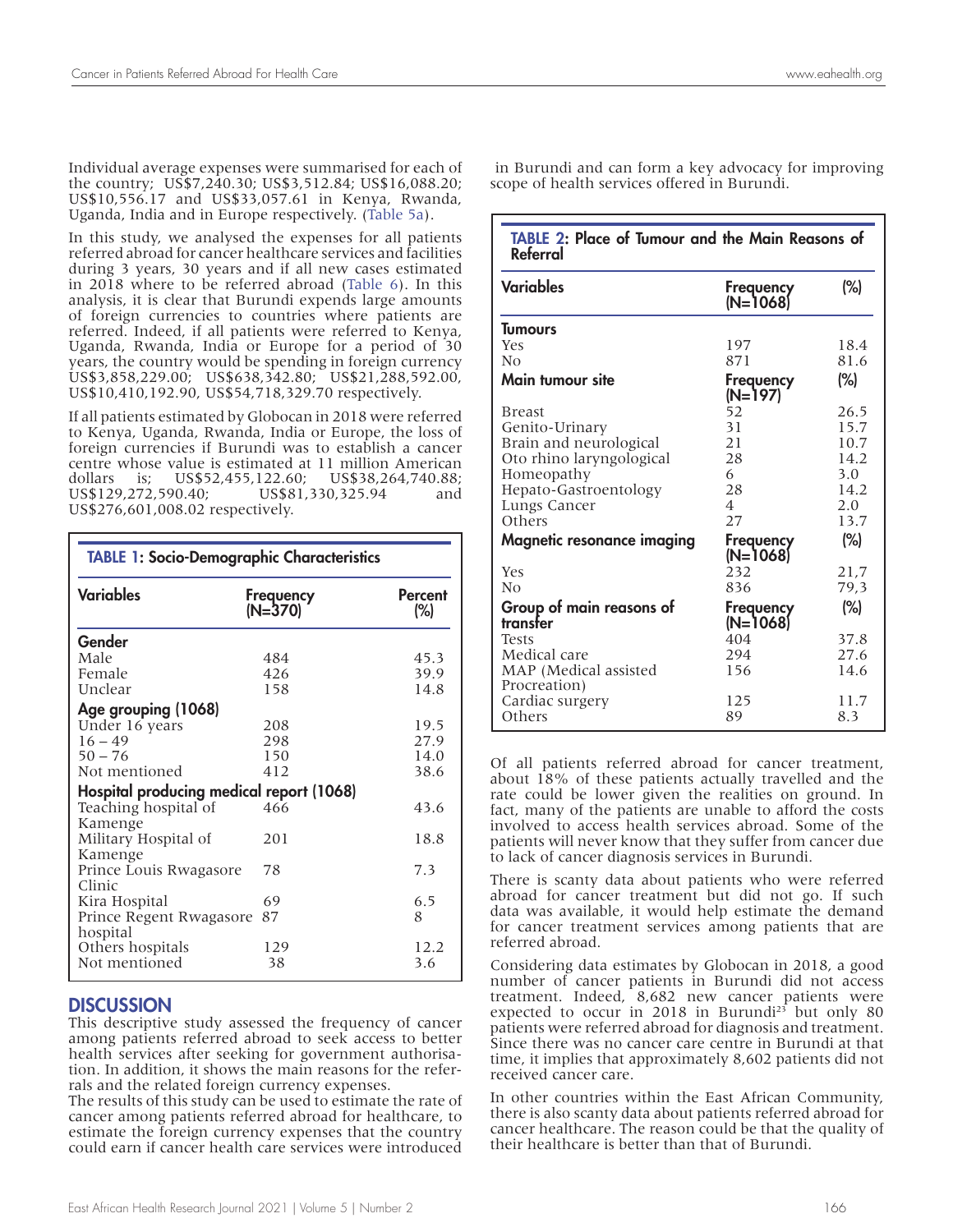Individual average expenses were summarised for each of the country; US$7,240.30; US$3,512.84; US$16,088.20; US$10,556.17 and US$33,057.61 in Kenya, Rwanda, Uganda, India and in Europe respectively. (Table 5a).

In this study, we analysed the expenses for all patients referred abroad for cancer healthcare services and facilities during 3 years, 30 years and if all new cases estimated in 2018 where to be referred abroad (Table 6). In this analysis, it is clear that Burundi expends large amounts of foreign currencies to countries where patients are referred. Indeed, if all patients were referred to Kenya, Uganda, Rwanda, India or Europe for a period of 30 years, the country would be spending in foreign currency US$3,858,229.00; US$638,342.80; US$21,288,592.00, US$10,410,192.90, US$54,718,329.70 respectively.

If all patients estimated by Globocan in 2018 were referred to Kenya, Uganda, Rwanda, India or Europe, the loss of foreign currencies if Burundi was to establish a cancer centre whose value is estimated at 11 million American dollars is; US$52,455,122.60; US$38,264,740.88; US$129,272,590.40; US$81,330,325.94 and US$276,601,008.02 respectively.

**TABLE 1: Socio-Demographic Characteristics**

| Variables | Frequency (N=370) | Percent (%) |
|---|---|---|
| **Gender** | | |
| Male | 484 | 45.3 |
| Female | 426 | 39.9 |
| Unclear | 158 | 14.8 |
| **Age grouping (1068)** | | |
| Under 16 years | 208 | 19.5 |
| 16 – 49 | 298 | 27.9 |
| 50 – 76 | 150 | 14.0 |
| Not mentioned | 412 | 38.6 |
| **Hospital producing medical report (1068)** | | |
| Teaching hospital of Kamenge | 466 | 43.6 |
| Military Hospital of Kamenge | 201 | 18.8 |
| Prince Louis Rwagasore Clinic | 78 | 7.3 |
| Kira Hospital | 69 | 6.5 |
| Prince Regent Rwagasore hospital | 87 | 8 |
| Others hospitals | 129 | 12.2 |
| Not mentioned | 38 | 3.6 |

## DISCUSSION

This descriptive study assessed the frequency of cancer among patients referred abroad to seek access to better health services after seeking for government authorisation. In addition, it shows the main reasons for the referrals and the related foreign currency expenses.

The results of this study can be used to estimate the rate of cancer among patients referred abroad for healthcare, to estimate the foreign currency expenses that the country could earn if cancer health care services were introduced in Burundi and can form a key advocacy for improving scope of health services offered in Burundi.

**TABLE 2: Place of Tumour and the Main Reasons of Referral**

| Variables | Frequency (N=1068) | (%) |
|---|---|---|
| **Tumours** | | |
| Yes | 197 | 18.4 |
| No | 871 | 81.6 |
| **Main tumour site** | **Frequency (N=197)** | **(%)** |
| Breast | 52 | 26.5 |
| Genito-Urinary | 31 | 15.7 |
| Brain and neurological | 21 | 10.7 |
| Oto rhino laryngological | 28 | 14.2 |
| Homeopathy | 6 | 3.0 |
| Hepato-Gastroentology | 28 | 14.2 |
| Lungs Cancer | 4 | 2.0 |
| Others | 27 | 13.7 |
| **Magnetic resonance imaging** | **Frequency (N=1068)** | **(%)** |
| Yes | 232 | 21,7 |
| No | 836 | 79,3 |
| **Group of main reasons of transfer** | **Frequency (N=1068)** | **(%)** |
| Tests | 404 | 37.8 |
| Medical care | 294 | 27.6 |
| MAP (Medical assisted Procreation) | 156 | 14.6 |
| Cardiac surgery | 125 | 11.7 |
| Others | 89 | 8.3 |

Of all patients referred abroad for cancer treatment, about 18% of these patients actually travelled and the rate could be lower given the realities on ground. In fact, many of the patients are unable to afford the costs involved to access health services abroad. Some of the patients will never know that they suffer from cancer due to lack of cancer diagnosis services in Burundi.

There is scanty data about patients who were referred abroad for cancer treatment but did not go. If such data was available, it would help estimate the demand for cancer treatment services among patients that are referred abroad.

Considering data estimates by Globocan in 2018, a good number of cancer patients in Burundi did not access treatment. Indeed, 8,682 new cancer patients were expected to occur in 2018 in Burundi[23] but only 80 patients were referred abroad for diagnosis and treatment. Since there was no cancer care centre in Burundi at that time, it implies that approximately 8,602 patients did not received cancer care.

In other countries within the East African Community, there is also scanty data about patients referred abroad for cancer healthcare. The reason could be that the quality of their healthcare is better than that of Burundi.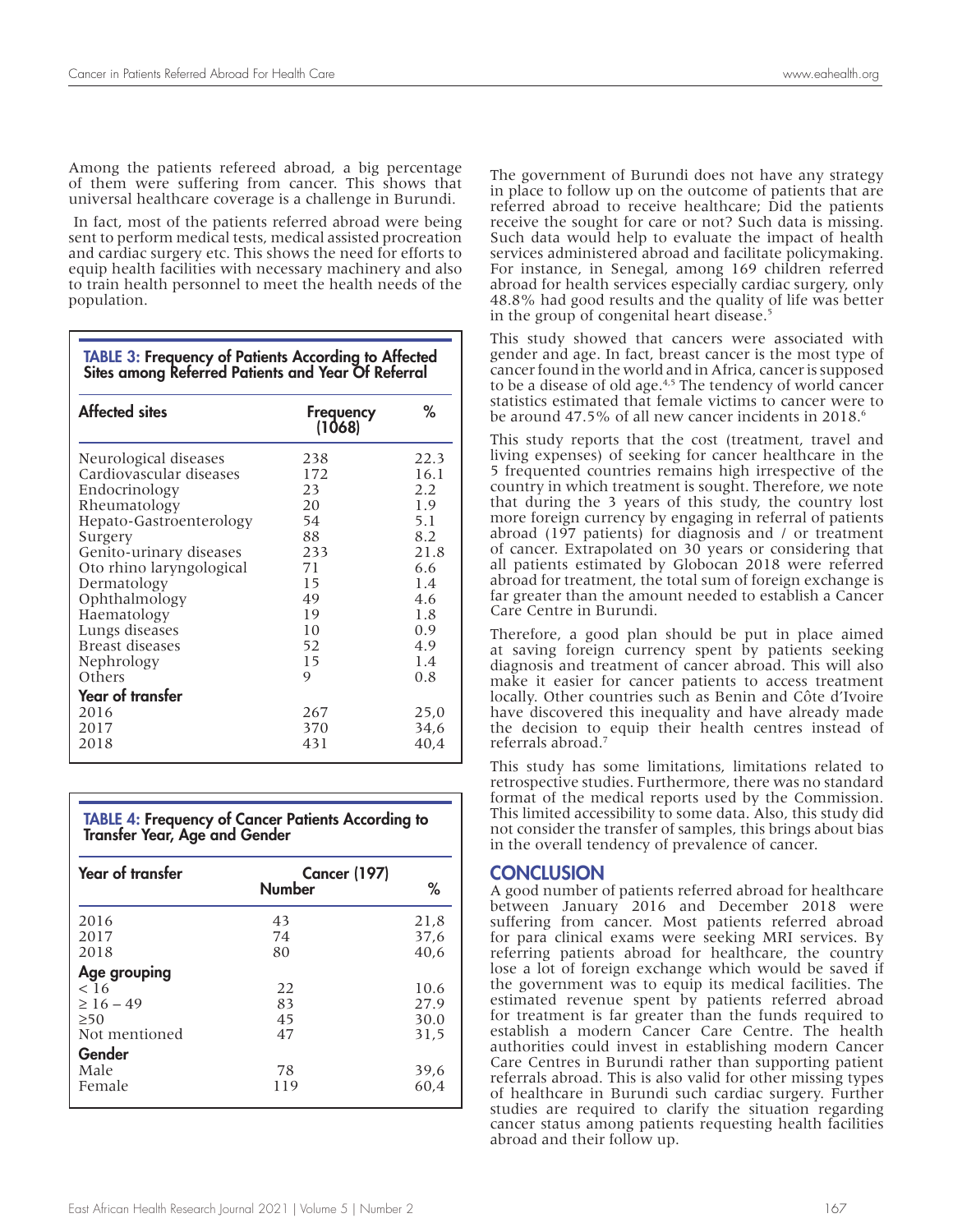Among the patients refereed abroad, a big percentage of them were suffering from cancer. This shows that universal healthcare coverage is a challenge in Burundi.

In fact, most of the patients referred abroad were being sent to perform medical tests, medical assisted procreation and cardiac surgery etc. This shows the need for efforts to equip health facilities with necessary machinery and also to train health personnel to meet the health needs of the population.

**TABLE 3: Frequency of Patients According to Affected Sites among Referred Patients and Year Of Referral**

| Affected sites | Frequency (1068) | % |
|---|---|---|
| Neurological diseases | 238 | 22.3 |
| Cardiovascular diseases | 172 | 16.1 |
| Endocrinology | 23 | 2.2 |
| Rheumatology | 20 | 1.9 |
| Hepato-Gastroenterology | 54 | 5.1 |
| Surgery | 88 | 8.2 |
| Genito-urinary diseases | 233 | 21.8 |
| Oto rhino laryngological | 71 | 6.6 |
| Dermatology | 15 | 1.4 |
| Ophthalmology | 49 | 4.6 |
| Haematology | 19 | 1.8 |
| Lungs diseases | 10 | 0.9 |
| Breast diseases | 52 | 4.9 |
| Nephrology | 15 | 1.4 |
| Others | 9 | 0.8 |
| **Year of transfer** | | |
| 2016 | 267 | 25,0 |
| 2017 | 370 | 34,6 |
| 2018 | 431 | 40,4 |

**TABLE 4: Frequency of Cancer Patients According to Transfer Year, Age and Gender**

| Year of transfer | Cancer (197) Number | % |
|---|---|---|
| 2016 | 43 | 21,8 |
| 2017 | 74 | 37,6 |
| 2018 | 80 | 40,6 |
| **Age grouping** | | |
| < 16 | 22 | 10.6 |
| ≥ 16 – 49 | 83 | 27.9 |
| ≥50 | 45 | 30.0 |
| Not mentioned | 47 | 31,5 |
| **Gender** | | |
| Male | 78 | 39,6 |
| Female | 119 | 60,4 |

The government of Burundi does not have any strategy in place to follow up on the outcome of patients that are referred abroad to receive healthcare; Did the patients receive the sought for care or not? Such data is missing. Such data would help to evaluate the impact of health services administered abroad and facilitate policymaking. For instance, in Senegal, among 169 children referred abroad for health services especially cardiac surgery, only 48.8% had good results and the quality of life was better in the group of congenital heart disease.[5]

This study showed that cancers were associated with gender and age. In fact, breast cancer is the most type of cancer found in the world and in Africa, cancer is supposed to be a disease of old age.[4,5] The tendency of world cancer statistics estimated that female victims to cancer were to be around 47.5% of all new cancer incidents in 2018.[6]

This study reports that the cost (treatment, travel and living expenses) of seeking for cancer healthcare in the 5 frequented countries remains high irrespective of the country in which treatment is sought. Therefore, we note that during the 3 years of this study, the country lost more foreign currency by engaging in referral of patients abroad (197 patients) for diagnosis and / or treatment of cancer. Extrapolated on 30 years or considering that all patients estimated by Globocan 2018 were referred abroad for treatment, the total sum of foreign exchange is far greater than the amount needed to establish a Cancer Care Centre in Burundi.

Therefore, a good plan should be put in place aimed at saving foreign currency spent by patients seeking diagnosis and treatment of cancer abroad. This will also make it easier for cancer patients to access treatment locally. Other countries such as Benin and Côte d'Ivoire have discovered this inequality and have already made the decision to equip their health centres instead of referrals abroad.[7]

This study has some limitations, limitations related to retrospective studies. Furthermore, there was no standard format of the medical reports used by the Commission. This limited accessibility to some data. Also, this study did not consider the transfer of samples, this brings about bias in the overall tendency of prevalence of cancer.

## CONCLUSION

A good number of patients referred abroad for healthcare between January 2016 and December 2018 were suffering from cancer. Most patients referred abroad for para clinical exams were seeking MRI services. By referring patients abroad for healthcare, the country lose a lot of foreign exchange which would be saved if the government was to equip its medical facilities. The estimated revenue spent by patients referred abroad for treatment is far greater than the funds required to establish a modern Cancer Care Centre. The health authorities could invest in establishing modern Cancer Care Centres in Burundi rather than supporting patient referrals abroad. This is also valid for other missing types of healthcare in Burundi such cardiac surgery. Further studies are required to clarify the situation regarding cancer status among patients requesting health facilities abroad and their follow up.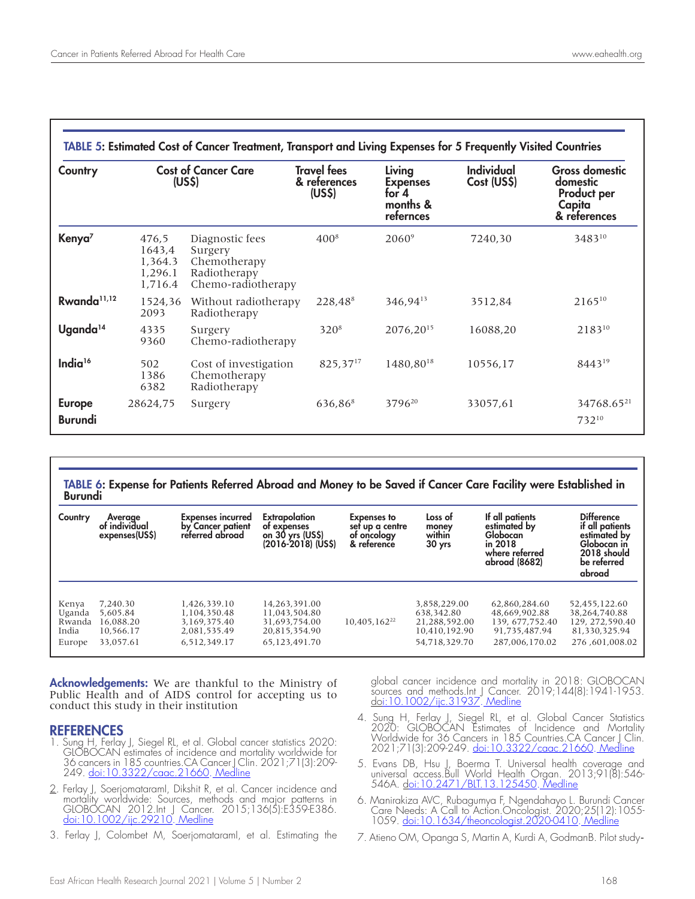**TABLE 5: Estimated Cost of Cancer Treatment, Transport and Living Expenses for 5 Frequently Visited Countries**

| Country | Cost of Cancer Care (US$) | | Travel fees & references (US$) | Living Expenses for 4 months & refernces | Individual Cost (US$) | Gross domestic domestic Product per Capita & references |
|---|---|---|---|---|---|---|
| **Kenya**[7] | 476,5<br>1643,4<br>1,364.3<br>1,296.1<br>1,716.4 | Diagnostic fees<br>Surgery<br>Chemotherapy<br>Radiotherapy<br>Chemo-radiotherapy | 400[8] | 2060[9] | 7240,30 | 3483[10] |
| **Rwanda**[11,12] | 1524,36<br>2093 | Without radiotherapy<br>Radiotherapy | 228,48[8] | 346,94[13] | 3512,84 | 2165[10] |
| **Uganda**[14] | 4335<br>9360 | Surgery<br>Chemo-radiotherapy | 320[8] | 2076,20[15] | 16088,20 | 2183[10] |
| **India**[16] | 502<br>1386<br>6382 | Cost of investigation<br>Chemotherapy<br>Radiotherapy | 825,37[17] | 1480,80[18] | 10556,17 | 8443[19] |
| **Europe** | 28624,75 | Surgery | 636,86[8] | 3796[20] | 33057,61 | 34768.65[21] |
| **Burundi** | | | | | | 732[10] |

**TABLE 6: Expense for Patients Referred Abroad and Money to be Saved if Cancer Care Facility were Established in Burundi**

| Country | Average of individual expenses(US$) | Expenses incurred by Cancer patient referred abroad | Extrapolation of expenses on 30 yrs (US$) (2016-2018) (US$) | Expenses to set up a centre of oncology & reference | Loss of money within 30 yrs | If all patients estimated by Globocan in 2018 where referred abroad (8682) | Difference if all patients estimated by Globocan in 2018 should be referred abroad |
|---|---|---|---|---|---|---|---|
| Kenya | 7,240.30 | 1,426,339.10 | 14,263,391.00 | | 3,858,229.00 | 62,860,284.60 | 52,455,122.60 |
| Uganda | 5,605.84 | 1,104,350.48 | 11,043,504.80 | | 638,342.80 | 48,669,902.88 | 38,264,740.88 |
| Rwanda | 16,088.20 | 3,169,375.40 | 31,693,754.00 | 10,405,162[22] | 21,288,592.00 | 139, 677,752.40 | 129, 272,590.40 |
| India | 10,566.17 | 2,081,535.49 | 20,815,354.90 | | 10,410,192.90 | 91,735,487.94 | 81,330,325.94 |
| Europe | 33,057.61 | 6,512,349.17 | 65,123,491.70 | | 54,718,329.70 | 287,006,170.02 | 276 ,601,008.02 |

**Acknowledgements:** We are thankful to the Ministry of Public Health and of AIDS control for accepting us to conduct this study in their institution

## REFERENCES

1. Sung H, Ferlay J, Siegel RL, et al. Global cancer statistics 2020: GLOBOCAN estimates of incidence and mortality worldwide for 36 cancers in 185 countries.CA Cancer J Clin. 2021;71(3):209-249. doi:10.3322/caac.21660. Medline
2. Ferlay J, Soerjomataraml, Dikshit R, et al. Cancer incidence and mortality worldwide: Sources, methods and major patterns in GLOBOCAN 2012.Int J Cancer. 2015;136(5):E359-E386. doi:10.1002/ijc.29210. Medline
3. Ferlay J, Colombet M, Soerjomataraml, et al. Estimating the global cancer incidence and mortality in 2018: GLOBOCAN sources and methods.Int J Cancer. 2019;144(8):1941-1953. doi:10.1002/ijc.31937. Medline
4. Sung H, Ferlay J, Siegel RL, et al. Global Cancer Statistics 2020: GLOBOCAN Estimates of Incidence and Mortality Worldwide for 36 Cancers in 185 Countries.CA Cancer J Clin. 2021;71(3):209-249. doi:10.3322/caac.21660. Medline
5. Evans DB, Hsu J, Boerma T. Universal health coverage and universal access.Bull World Health Organ. 2013;91(8):546-546A. doi:10.2471/BLT.13.125450. Medline
6. Manirakiza AVC, Rubagumya F, Ngendahayo L. Burundi Cancer Care Needs: A Call to Action.Oncologist. 2020;25(12):1055-1059. doi:10.1634/theoncologist.2020-0410. Medline
7. Atieno OM, Opanga S, Martin A, Kurdi A, GodmanB. Pilot study-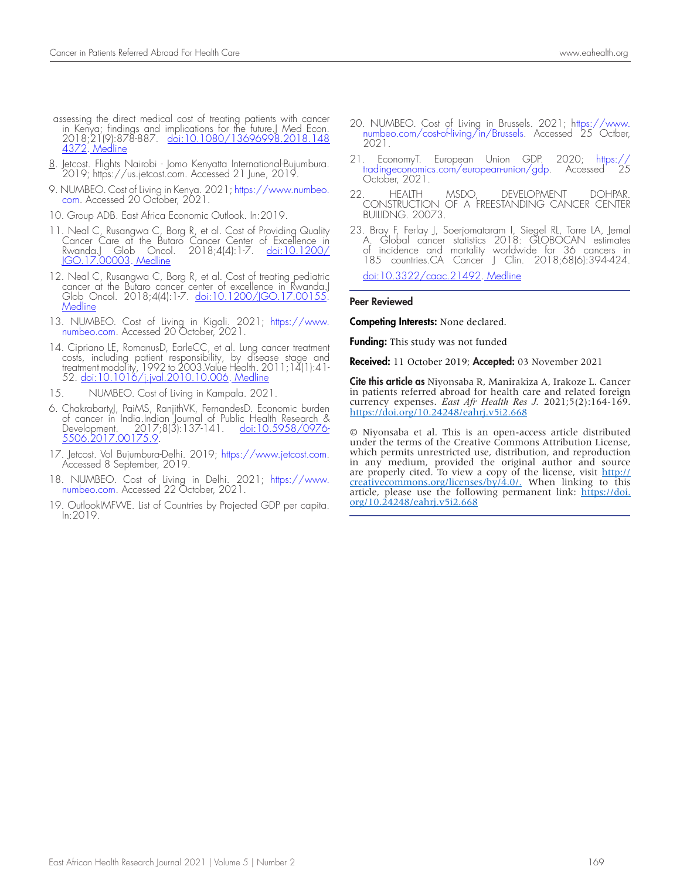assessing the direct medical cost of treating patients with cancer in Kenya; findings and implications for the future.J Med Econ. 2018;21(9):878-887. doi:10.1080/13696998.2018.1484372. Medline

8. Jetcost. Flights Nairobi - Jomo Kenyatta International-Bujumbura. 2019; https://us.jetcost.com. Accessed 21 June, 2019.

9. NUMBEO. Cost of Living in Kenya. 2021; https://www.numbeo.com. Accessed 20 October, 2021.

10. Group ADB. East Africa Economic Outlook. In:2019.

11. Neal C, Rusangwa C, Borg R, et al. Cost of Providing Quality Cancer Care at the Butaro Cancer Center of Excellence in Rwanda.J Glob Oncol. 2018;4(4):1-7. doi:10.1200/JGO.17.00003. Medline

12. Neal C, Rusangwa C, Borg R, et al. Cost of treating pediatric cancer at the Butaro cancer center of excellence in Rwanda.J Glob Oncol. 2018;4(4):1-7. doi:10.1200/JGO.17.00155. Medline

13. NUMBEO. Cost of Living in Kigali. 2021; https://www.numbeo.com. Accessed 20 October, 2021.

14. Cipriano LE, RomanusD, EarleCC, et al. Lung cancer treatment costs, including patient responsibility, by disease stage and treatment modality, 1992 to 2003.Value Health. 2011;14(1):41-52. doi:10.1016/j.jval.2010.10.006. Medline

15. NUMBEO. Cost of Living in Kampala. 2021.

6. ChakrabartyJ, PaiMS, RanjithVK, FernandesD. Economic burden of cancer in India.Indian Journal of Public Health Research & Development. 2017;8(3):137-141. doi:10.5958/0976-5506.2017.00175.9.

17. Jetcost. Vol Bujumbura-Delhi. 2019; https://www.jetcost.com. Accessed 8 September, 2019.

18. NUMBEO. Cost of Living in Delhi. 2021; https://www.numbeo.com. Accessed 22 October, 2021.

19. OutlookIMFWE. List of Countries by Projected GDP per capita. In:2019.

20. NUMBEO. Cost of Living in Brussels. 2021; https://www.numbeo.com/cost-of-living/in/Brussels. Accessed 25 Octber, 2021.

21. EconomyT. European Union GDP. 2020; https://tradingeconomics.com/european-union/gdp. Accessed 25 October, 2021.

22. HEALTH MSDO, DEVELOPMENT DOHPAR. CONSTRUCTION OF A FREESTANDING CANCER CENTER BUILIDNG. 20073.

23. Bray F, Ferlay J, Soerjomataram I, Siegel RL, Torre LA, Jemal A. Global cancer statistics 2018: GLOBOCAN estimates of incidence and mortality worldwide for 36 cancers in 185 countries.CA Cancer J Clin. 2018;68(6):394-424. doi:10.3322/caac.21492. Medline

**Peer Reviewed**

**Competing Interests:** None declared.

**Funding:** This study was not funded

**Received:** 11 October 2019; **Accepted:** 03 November 2021

**Cite this article as** Niyonsaba R, Manirakiza A, Irakoze L. Cancer in patients referred abroad for health care and related foreign currency expenses. *East Afr Health Res J.* 2021;5(2):164-169. https://doi.org/10.24248/eahrj.v5i2.668

© Niyonsaba et al. This is an open-access article distributed under the terms of the Creative Commons Attribution License, which permits unrestricted use, distribution, and reproduction in any medium, provided the original author and source are properly cited. To view a copy of the license, visit http://creativecommons.org/licenses/by/4.0/. When linking to this article, please use the following permanent link: https://doi.org/10.24248/eahrj.v5i2.668